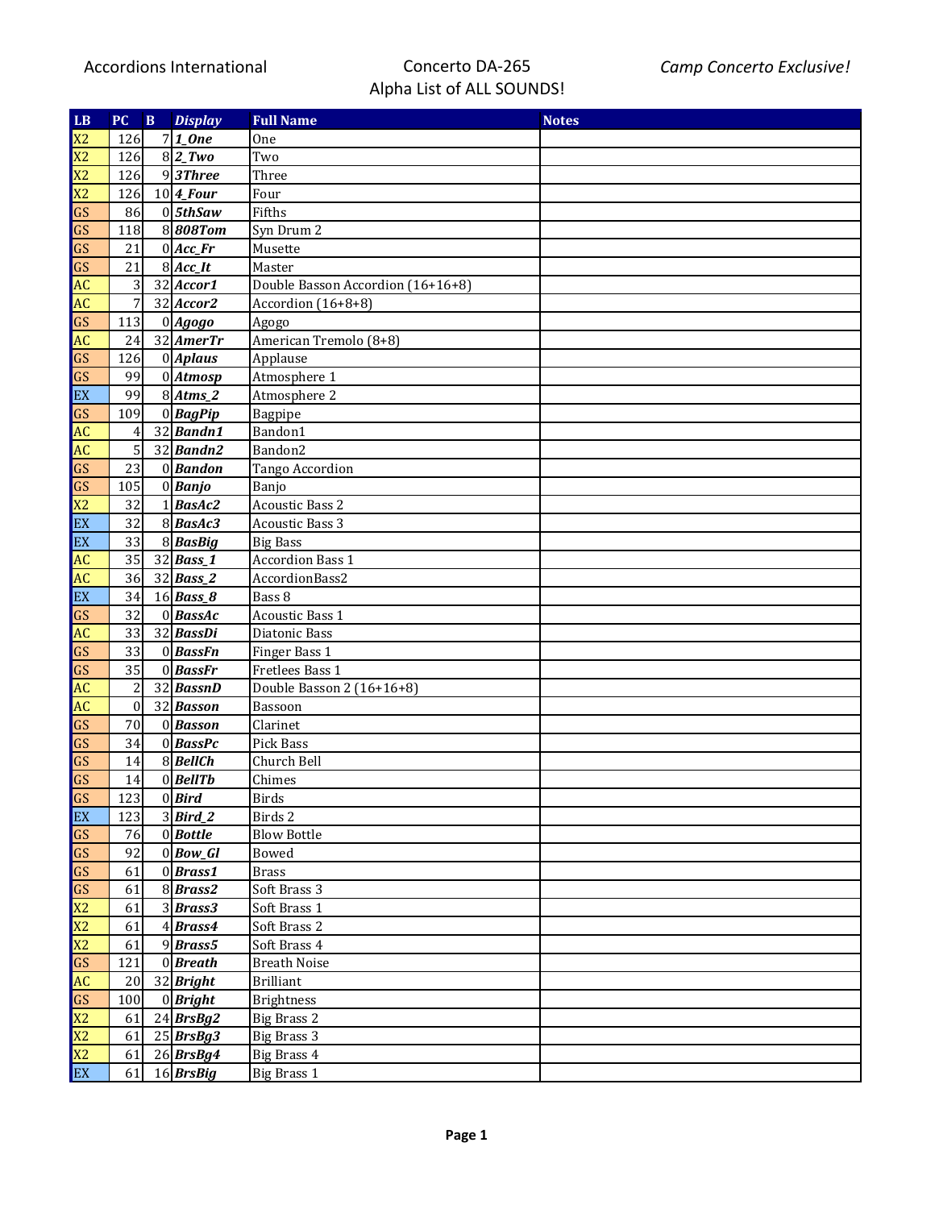Accordions International

Concerto DA-265
Alpha List of ALL SOUNDS!

*Camp Concerto Exclusive!*

| LB | PC | B | *Display* | Full Name | Notes |
|---|---|---|---|---|---|
| X2 | 126 | 7 | ***1_One*** | One | |
| X2 | 126 | 8 | ***2_Two*** | Two | |
| X2 | 126 | 9 | ***3Three*** | Three | |
| X2 | 126 | 10 | ***4_Four*** | Four | |
| GS | 86 | 0 | ***5thSaw*** | Fifths | |
| GS | 118 | 8 | ***808Tom*** | Syn Drum 2 | |
| GS | 21 | 0 | ***Acc_Fr*** | Musette | |
| GS | 21 | 8 | ***Acc_It*** | Master | |
| AC | 3 | 32 | ***Accor1*** | Double Basson Accordion (16+16+8) | |
| AC | 7 | 32 | ***Accor2*** | Accordion (16+8+8) | |
| GS | 113 | 0 | ***Agogo*** | Agogo | |
| AC | 24 | 32 | ***AmerTr*** | American Tremolo (8+8) | |
| GS | 126 | 0 | ***Aplaus*** | Applause | |
| GS | 99 | 0 | ***Atmosp*** | Atmosphere 1 | |
| EX | 99 | 8 | ***Atms_2*** | Atmosphere 2 | |
| GS | 109 | 0 | ***BagPip*** | Bagpipe | |
| AC | 4 | 32 | ***Bandn1*** | Bandon1 | |
| AC | 5 | 32 | ***Bandn2*** | Bandon2 | |
| GS | 23 | 0 | ***Bandon*** | Tango Accordion | |
| GS | 105 | 0 | ***Banjo*** | Banjo | |
| X2 | 32 | 1 | ***BasAc2*** | Acoustic Bass 2 | |
| EX | 32 | 8 | ***BasAc3*** | Acoustic Bass 3 | |
| EX | 33 | 8 | ***BasBig*** | Big Bass | |
| AC | 35 | 32 | ***Bass_1*** | Accordion Bass 1 | |
| AC | 36 | 32 | ***Bass_2*** | AccordionBass2 | |
| EX | 34 | 16 | ***Bass_8*** | Bass 8 | |
| GS | 32 | 0 | ***BassAc*** | Acoustic Bass 1 | |
| AC | 33 | 32 | ***BassDi*** | Diatonic Bass | |
| GS | 33 | 0 | ***BassFn*** | Finger Bass 1 | |
| GS | 35 | 0 | ***BassFr*** | Fretlees Bass 1 | |
| AC | 2 | 32 | ***BassnD*** | Double Basson 2 (16+16+8) | |
| AC | 0 | 32 | ***Basson*** | Bassoon | |
| GS | 70 | 0 | ***Basson*** | Clarinet | |
| GS | 34 | 0 | ***BassPc*** | Pick Bass | |
| GS | 14 | 8 | ***BellCh*** | Church Bell | |
| GS | 14 | 0 | ***BellTb*** | Chimes | |
| GS | 123 | 0 | ***Bird*** | Birds | |
| EX | 123 | 3 | ***Bird_2*** | Birds 2 | |
| GS | 76 | 0 | ***Bottle*** | Blow Bottle | |
| GS | 92 | 0 | ***Bow_Gl*** | Bowed | |
| GS | 61 | 0 | ***Brass1*** | Brass | |
| GS | 61 | 8 | ***Brass2*** | Soft Brass 3 | |
| X2 | 61 | 3 | ***Brass3*** | Soft Brass 1 | |
| X2 | 61 | 4 | ***Brass4*** | Soft Brass 2 | |
| X2 | 61 | 9 | ***Brass5*** | Soft Brass 4 | |
| GS | 121 | 0 | ***Breath*** | Breath Noise | |
| AC | 20 | 32 | ***Bright*** | Brilliant | |
| GS | 100 | 0 | ***Bright*** | Brightness | |
| X2 | 61 | 24 | ***BrsBg2*** | Big Brass 2 | |
| X2 | 61 | 25 | ***BrsBg3*** | Big Brass 3 | |
| X2 | 61 | 26 | ***BrsBg4*** | Big Brass 4 | |
| EX | 61 | 16 | ***BrsBig*** | Big Brass 1 | |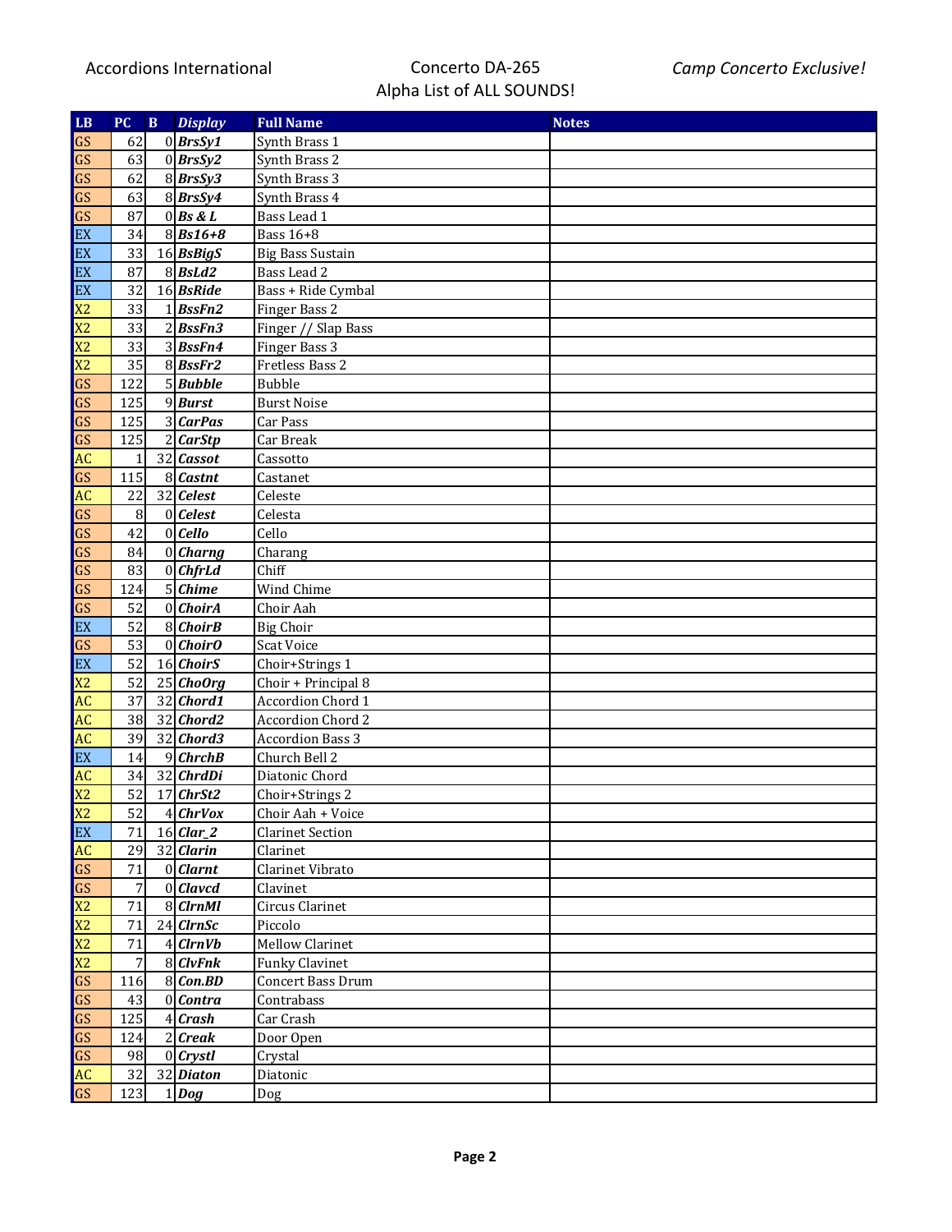Accordions International

Concerto DA-265
Alpha List of ALL SOUNDS!

*Camp Concerto Exclusive!*

| LB | PC | B | *Display* | Full Name | Notes |
|---|---|---|---|---|---|
| GS | 62 | 0 | ***BrsSy1*** | Synth Brass 1 | |
| GS | 63 | 0 | ***BrsSy2*** | Synth Brass 2 | |
| GS | 62 | 8 | ***BrsSy3*** | Synth Brass 3 | |
| GS | 63 | 8 | ***BrsSy4*** | Synth Brass 4 | |
| GS | 87 | 0 | ***Bs & L*** | Bass Lead 1 | |
| EX | 34 | 8 | ***Bs16+8*** | Bass 16+8 | |
| EX | 33 | 16 | ***BsBigS*** | Big Bass Sustain | |
| EX | 87 | 8 | ***BsLd2*** | Bass Lead 2 | |
| EX | 32 | 16 | ***BsRide*** | Bass + Ride Cymbal | |
| X2 | 33 | 1 | ***BssFn2*** | Finger Bass 2 | |
| X2 | 33 | 2 | ***BssFn3*** | Finger // Slap Bass | |
| X2 | 33 | 3 | ***BssFn4*** | Finger Bass 3 | |
| X2 | 35 | 8 | ***BssFr2*** | Fretless Bass 2 | |
| GS | 122 | 5 | ***Bubble*** | Bubble | |
| GS | 125 | 9 | ***Burst*** | Burst Noise | |
| GS | 125 | 3 | ***CarPas*** | Car Pass | |
| GS | 125 | 2 | ***CarStp*** | Car Break | |
| AC | 1 | 32 | ***Cassot*** | Cassotto | |
| GS | 115 | 8 | ***Castnt*** | Castanet | |
| AC | 22 | 32 | ***Celest*** | Celeste | |
| GS | 8 | 0 | ***Celest*** | Celesta | |
| GS | 42 | 0 | ***Cello*** | Cello | |
| GS | 84 | 0 | ***Charng*** | Charang | |
| GS | 83 | 0 | ***ChfrLd*** | Chiff | |
| GS | 124 | 5 | ***Chime*** | Wind Chime | |
| GS | 52 | 0 | ***ChoirA*** | Choir Aah | |
| EX | 52 | 8 | ***ChoirB*** | Big Choir | |
| GS | 53 | 0 | ***ChoirO*** | Scat Voice | |
| EX | 52 | 16 | ***ChoirS*** | Choir+Strings 1 | |
| X2 | 52 | 25 | ***ChoOrg*** | Choir + Principal 8 | |
| AC | 37 | 32 | ***Chord1*** | Accordion Chord 1 | |
| AC | 38 | 32 | ***Chord2*** | Accordion Chord 2 | |
| AC | 39 | 32 | ***Chord3*** | Accordion Bass 3 | |
| EX | 14 | 9 | ***ChrchB*** | Church Bell 2 | |
| AC | 34 | 32 | ***ChrdDi*** | Diatonic Chord | |
| X2 | 52 | 17 | ***ChrSt2*** | Choir+Strings 2 | |
| X2 | 52 | 4 | ***ChrVox*** | Choir Aah + Voice | |
| EX | 71 | 16 | ***Clar_2*** | Clarinet Section | |
| AC | 29 | 32 | ***Clarin*** | Clarinet | |
| GS | 71 | 0 | ***Clarnt*** | Clarinet Vibrato | |
| GS | 7 | 0 | ***Clavcd*** | Clavinet | |
| X2 | 71 | 8 | ***ClrnMl*** | Circus Clarinet | |
| X2 | 71 | 24 | ***ClrnSc*** | Piccolo | |
| X2 | 71 | 4 | ***ClrnVb*** | Mellow Clarinet | |
| X2 | 7 | 8 | ***ClvFnk*** | Funky Clavinet | |
| GS | 116 | 8 | ***Con.BD*** | Concert Bass Drum | |
| GS | 43 | 0 | ***Contra*** | Contrabass | |
| GS | 125 | 4 | ***Crash*** | Car Crash | |
| GS | 124 | 2 | ***Creak*** | Door Open | |
| GS | 98 | 0 | ***Crystl*** | Crystal | |
| AC | 32 | 32 | ***Diaton*** | Diatonic | |
| GS | 123 | 1 | ***Dog*** | Dog | |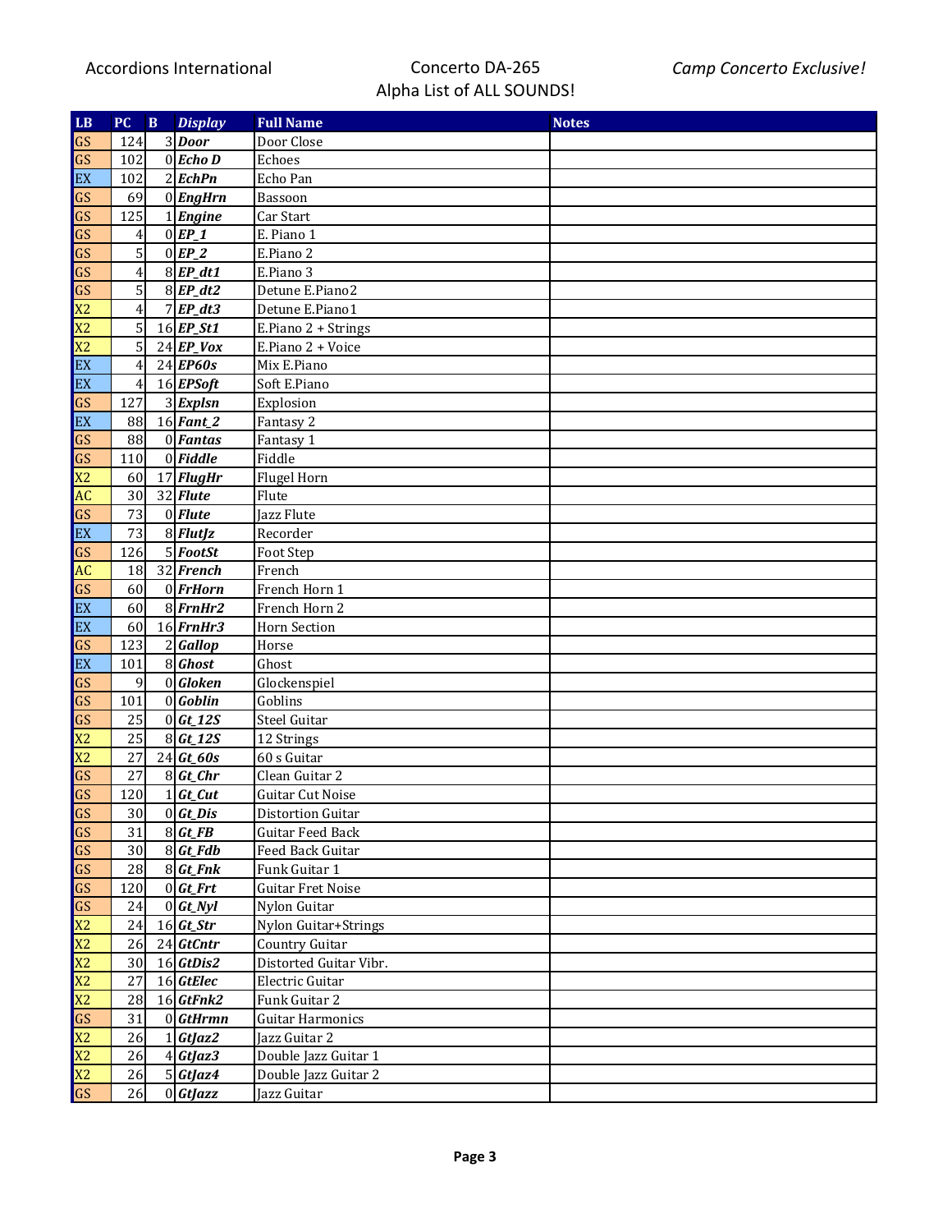| LB | PC | B | *Display* | Full Name | Notes |
|---|---|---|---|---|---|
| GS | 124 | 3 | ***Door*** | Door Close | |
| GS | 102 | 0 | ***Echo D*** | Echoes | |
| EX | 102 | 2 | ***EchPn*** | Echo Pan | |
| GS | 69 | 0 | ***EngHrn*** | Bassoon | |
| GS | 125 | 1 | ***Engine*** | Car Start | |
| GS | 4 | 0 | ***EP_1*** | E. Piano 1 | |
| GS | 5 | 0 | ***EP_2*** | E.Piano 2 | |
| GS | 4 | 8 | ***EP_dt1*** | E.Piano 3 | |
| GS | 5 | 8 | ***EP_dt2*** | Detune E.Piano2 | |
| X2 | 4 | 7 | ***EP_dt3*** | Detune E.Piano1 | |
| X2 | 5 | 16 | ***EP_St1*** | E.Piano 2 + Strings | |
| X2 | 5 | 24 | ***EP_Vox*** | E.Piano 2 + Voice | |
| EX | 4 | 24 | ***EP60s*** | Mix E.Piano | |
| EX | 4 | 16 | ***EPSoft*** | Soft E.Piano | |
| GS | 127 | 3 | ***Explsn*** | Explosion | |
| EX | 88 | 16 | ***Fant_2*** | Fantasy 2 | |
| GS | 88 | 0 | ***Fantas*** | Fantasy 1 | |
| GS | 110 | 0 | ***Fiddle*** | Fiddle | |
| X2 | 60 | 17 | ***FlugHr*** | Flugel Horn | |
| AC | 30 | 32 | ***Flute*** | Flute | |
| GS | 73 | 0 | ***Flute*** | Jazz Flute | |
| EX | 73 | 8 | ***FlutJz*** | Recorder | |
| GS | 126 | 5 | ***FootSt*** | Foot Step | |
| AC | 18 | 32 | ***French*** | French | |
| GS | 60 | 0 | ***FrHorn*** | French Horn 1 | |
| EX | 60 | 8 | ***FrnHr2*** | French Horn 2 | |
| EX | 60 | 16 | ***FrnHr3*** | Horn Section | |
| GS | 123 | 2 | ***Gallop*** | Horse | |
| EX | 101 | 8 | ***Ghost*** | Ghost | |
| GS | 9 | 0 | ***Gloken*** | Glockenspiel | |
| GS | 101 | 0 | ***Goblin*** | Goblins | |
| GS | 25 | 0 | ***Gt_12S*** | Steel Guitar | |
| X2 | 25 | 8 | ***Gt_12S*** | 12 Strings | |
| X2 | 27 | 24 | ***Gt_60s*** | 60 s Guitar | |
| GS | 27 | 8 | ***Gt_Chr*** | Clean Guitar 2 | |
| GS | 120 | 1 | ***Gt_Cut*** | Guitar Cut Noise | |
| GS | 30 | 0 | ***Gt_Dis*** | Distortion Guitar | |
| GS | 31 | 8 | ***Gt_FB*** | Guitar Feed Back | |
| GS | 30 | 8 | ***Gt_Fdb*** | Feed Back Guitar | |
| GS | 28 | 8 | ***Gt_Fnk*** | Funk Guitar 1 | |
| GS | 120 | 0 | ***Gt_Frt*** | Guitar Fret Noise | |
| GS | 24 | 0 | ***Gt_Nyl*** | Nylon Guitar | |
| X2 | 24 | 16 | ***Gt_Str*** | Nylon Guitar+Strings | |
| X2 | 26 | 24 | ***GtCntr*** | Country Guitar | |
| X2 | 30 | 16 | ***GtDis2*** | Distorted Guitar Vibr. | |
| X2 | 27 | 16 | ***GtElec*** | Electric Guitar | |
| X2 | 28 | 16 | ***GtFnk2*** | Funk Guitar 2 | |
| GS | 31 | 0 | ***GtHrmn*** | Guitar Harmonics | |
| X2 | 26 | 1 | ***GtJaz2*** | Jazz Guitar 2 | |
| X2 | 26 | 4 | ***GtJaz3*** | Double Jazz Guitar 1 | |
| X2 | 26 | 5 | ***GtJaz4*** | Double Jazz Guitar 2 | |
| GS | 26 | 0 | ***GtJazz*** | Jazz Guitar | |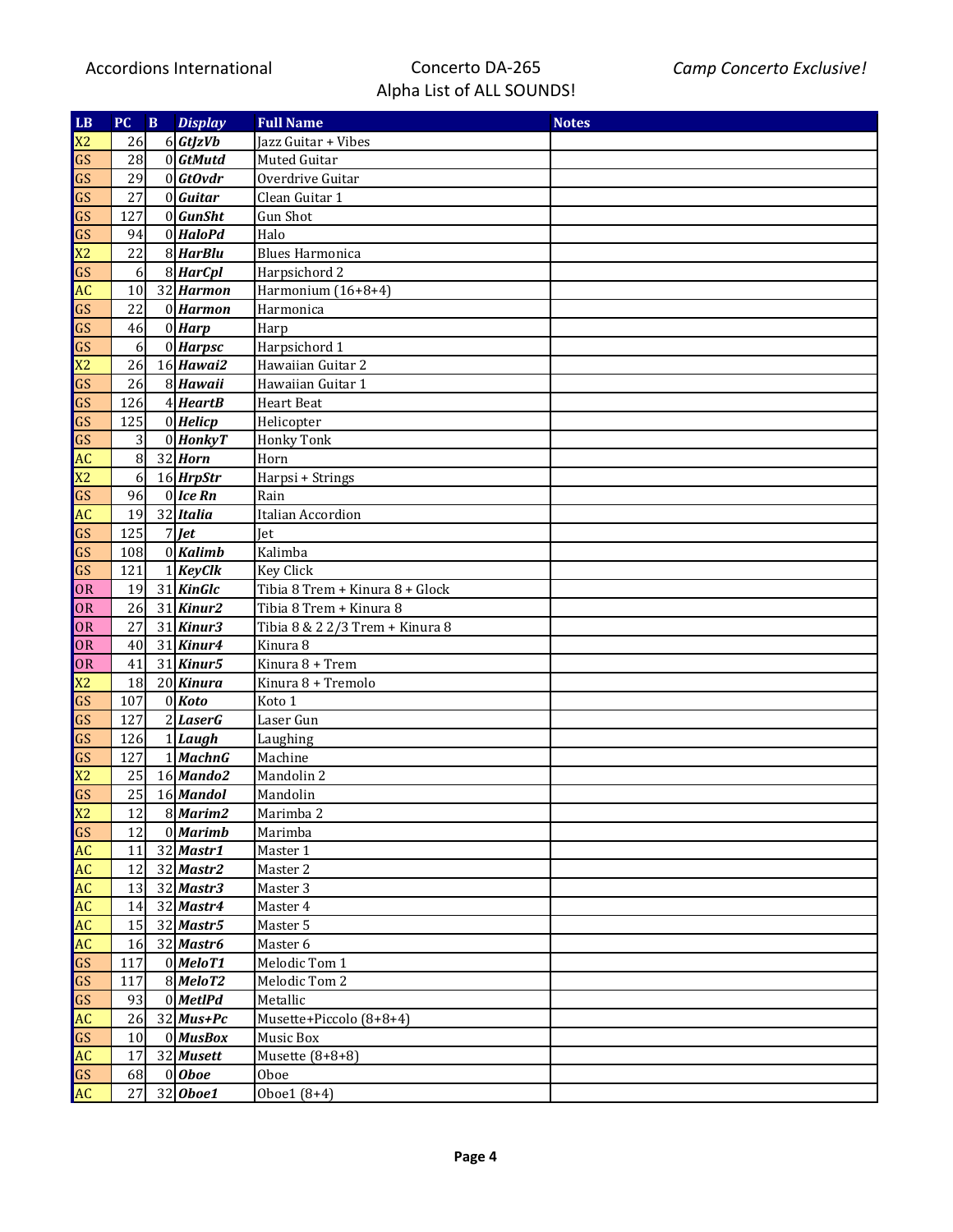Accordions International | Concerto DA-265 Alpha List of ALL SOUNDS! | *Camp Concerto Exclusive!*

| LB | PC | B | *Display* | Full Name | Notes |
|---|---|---|---|---|---|
| X2 | 26 | 6 | ***GtJzVb*** | Jazz Guitar + Vibes | |
| GS | 28 | 0 | ***GtMutd*** | Muted Guitar | |
| GS | 29 | 0 | ***GtOvdr*** | Overdrive Guitar | |
| GS | 27 | 0 | ***Guitar*** | Clean Guitar 1 | |
| GS | 127 | 0 | ***GunSht*** | Gun Shot | |
| GS | 94 | 0 | ***HaloPd*** | Halo | |
| X2 | 22 | 8 | ***HarBlu*** | Blues Harmonica | |
| GS | 6 | 8 | ***HarCpl*** | Harpsichord 2 | |
| AC | 10 | 32 | ***Harmon*** | Harmonium (16+8+4) | |
| GS | 22 | 0 | ***Harmon*** | Harmonica | |
| GS | 46 | 0 | ***Harp*** | Harp | |
| GS | 6 | 0 | ***Harpsc*** | Harpsichord 1 | |
| X2 | 26 | 16 | ***Hawai2*** | Hawaiian Guitar 2 | |
| GS | 26 | 8 | ***Hawaii*** | Hawaiian Guitar 1 | |
| GS | 126 | 4 | ***HeartB*** | Heart Beat | |
| GS | 125 | 0 | ***Helicp*** | Helicopter | |
| GS | 3 | 0 | ***HonkyT*** | Honky Tonk | |
| AC | 8 | 32 | ***Horn*** | Horn | |
| X2 | 6 | 16 | ***HrpStr*** | Harpsi + Strings | |
| GS | 96 | 0 | ***Ice Rn*** | Rain | |
| AC | 19 | 32 | ***Italia*** | Italian Accordion | |
| GS | 125 | 7 | ***Jet*** | Jet | |
| GS | 108 | 0 | ***Kalimb*** | Kalimba | |
| GS | 121 | 1 | ***KeyClk*** | Key Click | |
| OR | 19 | 31 | ***KinGlc*** | Tibia 8 Trem + Kinura 8 + Glock | |
| OR | 26 | 31 | ***Kinur2*** | Tibia 8 Trem + Kinura 8 | |
| OR | 27 | 31 | ***Kinur3*** | Tibia 8 & 2 2/3 Trem + Kinura 8 | |
| OR | 40 | 31 | ***Kinur4*** | Kinura 8 | |
| OR | 41 | 31 | ***Kinur5*** | Kinura 8 + Trem | |
| X2 | 18 | 20 | ***Kinura*** | Kinura 8 + Tremolo | |
| GS | 107 | 0 | ***Koto*** | Koto 1 | |
| GS | 127 | 2 | ***LaserG*** | Laser Gun | |
| GS | 126 | 1 | ***Laugh*** | Laughing | |
| GS | 127 | 1 | ***MachnG*** | Machine | |
| X2 | 25 | 16 | ***Mando2*** | Mandolin 2 | |
| GS | 25 | 16 | ***Mandol*** | Mandolin | |
| X2 | 12 | 8 | ***Marim2*** | Marimba 2 | |
| GS | 12 | 0 | ***Marimb*** | Marimba | |
| AC | 11 | 32 | ***Mastr1*** | Master 1 | |
| AC | 12 | 32 | ***Mastr2*** | Master 2 | |
| AC | 13 | 32 | ***Mastr3*** | Master 3 | |
| AC | 14 | 32 | ***Mastr4*** | Master 4 | |
| AC | 15 | 32 | ***Mastr5*** | Master 5 | |
| AC | 16 | 32 | ***Mastr6*** | Master 6 | |
| GS | 117 | 0 | ***MeloT1*** | Melodic Tom 1 | |
| GS | 117 | 8 | ***MeloT2*** | Melodic Tom 2 | |
| GS | 93 | 0 | ***MetlPd*** | Metallic | |
| AC | 26 | 32 | ***Mus+Pc*** | Musette+Piccolo (8+8+4) | |
| GS | 10 | 0 | ***MusBox*** | Music Box | |
| AC | 17 | 32 | ***Musett*** | Musette (8+8+8) | |
| GS | 68 | 0 | ***Oboe*** | Oboe | |
| AC | 27 | 32 | ***Oboe1*** | Oboe1 (8+4) | |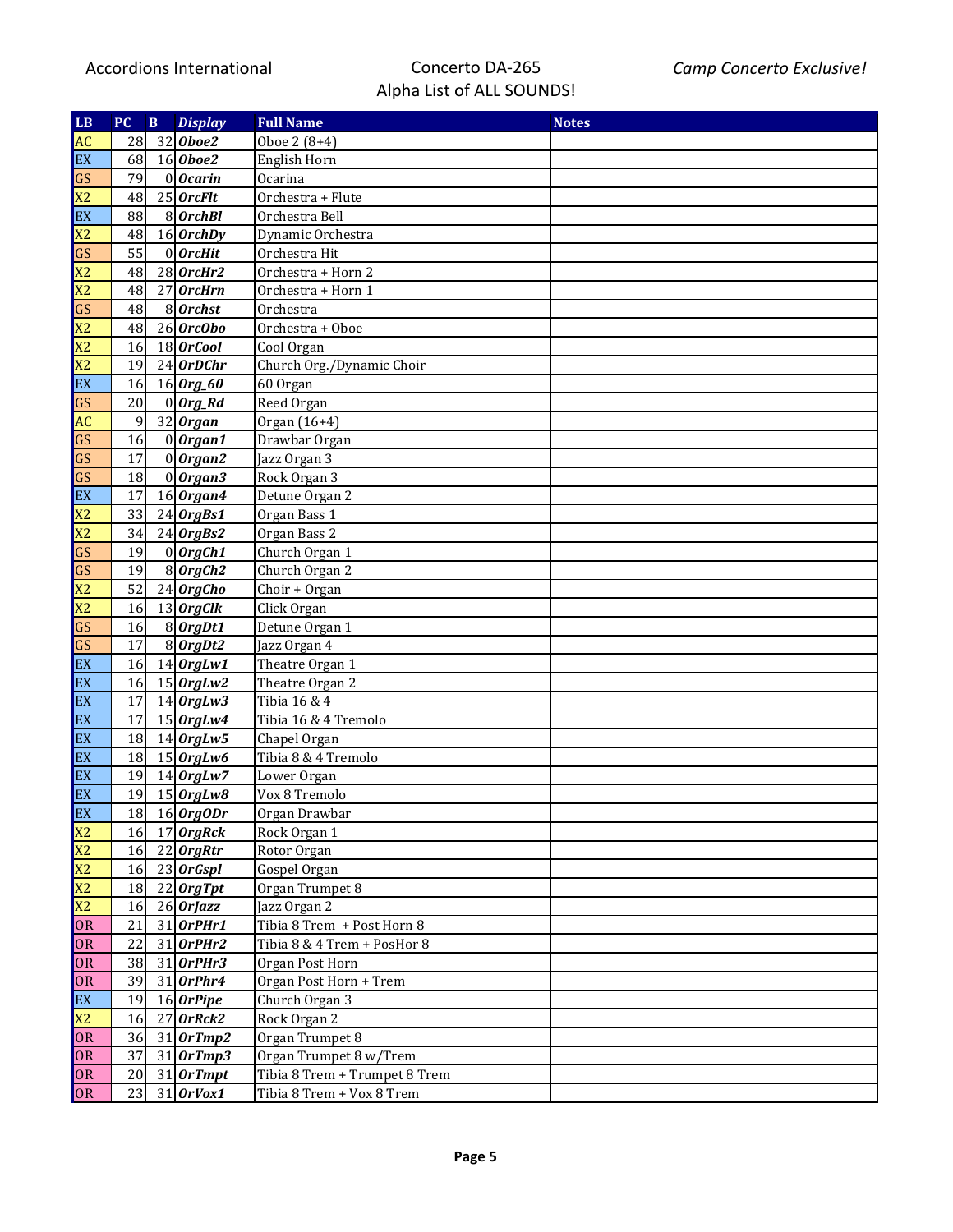| LB | PC | B | *Display* | Full Name | Notes |
|---|---|---|---|---|---|
| AC | 28 | 32 | ***Oboe2*** | Oboe 2 (8+4) | |
| EX | 68 | 16 | ***Oboe2*** | English Horn | |
| GS | 79 | 0 | ***Ocarin*** | Ocarina | |
| X2 | 48 | 25 | ***OrcFlt*** | Orchestra + Flute | |
| EX | 88 | 8 | ***OrchBl*** | Orchestra Bell | |
| X2 | 48 | 16 | ***OrchDy*** | Dynamic Orchestra | |
| GS | 55 | 0 | ***OrcHit*** | Orchestra Hit | |
| X2 | 48 | 28 | ***OrcHr2*** | Orchestra + Horn 2 | |
| X2 | 48 | 27 | ***OrcHrn*** | Orchestra + Horn 1 | |
| GS | 48 | 8 | ***Orchst*** | Orchestra | |
| X2 | 48 | 26 | ***OrcObo*** | Orchestra + Oboe | |
| X2 | 16 | 18 | ***OrCool*** | Cool Organ | |
| X2 | 19 | 24 | ***OrDChr*** | Church Org./Dynamic Choir | |
| EX | 16 | 16 | ***Org_60*** | 60 Organ | |
| GS | 20 | 0 | ***Org_Rd*** | Reed Organ | |
| AC | 9 | 32 | ***Organ*** | Organ (16+4) | |
| GS | 16 | 0 | ***Organ1*** | Drawbar Organ | |
| GS | 17 | 0 | ***Organ2*** | Jazz Organ 3 | |
| GS | 18 | 0 | ***Organ3*** | Rock Organ 3 | |
| EX | 17 | 16 | ***Organ4*** | Detune Organ 2 | |
| X2 | 33 | 24 | ***OrgBs1*** | Organ Bass 1 | |
| X2 | 34 | 24 | ***OrgBs2*** | Organ Bass 2 | |
| GS | 19 | 0 | ***OrgCh1*** | Church Organ 1 | |
| GS | 19 | 8 | ***OrgCh2*** | Church Organ 2 | |
| X2 | 52 | 24 | ***OrgCho*** | Choir + Organ | |
| X2 | 16 | 13 | ***OrgClk*** | Click Organ | |
| GS | 16 | 8 | ***OrgDt1*** | Detune Organ 1 | |
| GS | 17 | 8 | ***OrgDt2*** | Jazz Organ 4 | |
| EX | 16 | 14 | ***OrgLw1*** | Theatre Organ 1 | |
| EX | 16 | 15 | ***OrgLw2*** | Theatre Organ 2 | |
| EX | 17 | 14 | ***OrgLw3*** | Tibia 16 & 4 | |
| EX | 17 | 15 | ***OrgLw4*** | Tibia 16 & 4 Tremolo | |
| EX | 18 | 14 | ***OrgLw5*** | Chapel Organ | |
| EX | 18 | 15 | ***OrgLw6*** | Tibia 8 & 4 Tremolo | |
| EX | 19 | 14 | ***OrgLw7*** | Lower Organ | |
| EX | 19 | 15 | ***OrgLw8*** | Vox 8 Tremolo | |
| EX | 18 | 16 | ***OrgODr*** | Organ Drawbar | |
| X2 | 16 | 17 | ***OrgRck*** | Rock Organ 1 | |
| X2 | 16 | 22 | ***OrgRtr*** | Rotor Organ | |
| X2 | 16 | 23 | ***OrGspl*** | Gospel Organ | |
| X2 | 18 | 22 | ***OrgTpt*** | Organ Trumpet 8 | |
| X2 | 16 | 26 | ***OrJazz*** | Jazz Organ 2 | |
| OR | 21 | 31 | ***OrPHr1*** | Tibia 8 Trem + Post Horn 8 | |
| OR | 22 | 31 | ***OrPHr2*** | Tibia 8 & 4 Trem + PosHor 8 | |
| OR | 38 | 31 | ***OrPHr3*** | Organ Post Horn | |
| OR | 39 | 31 | ***OrPhr4*** | Organ Post Horn + Trem | |
| EX | 19 | 16 | ***OrPipe*** | Church Organ 3 | |
| X2 | 16 | 27 | ***OrRck2*** | Rock Organ 2 | |
| OR | 36 | 31 | ***OrTmp2*** | Organ Trumpet 8 | |
| OR | 37 | 31 | ***OrTmp3*** | Organ Trumpet 8 w/Trem | |
| OR | 20 | 31 | ***OrTmpt*** | Tibia 8 Trem + Trumpet 8 Trem | |
| OR | 23 | 31 | ***OrVox1*** | Tibia 8 Trem + Vox 8 Trem | |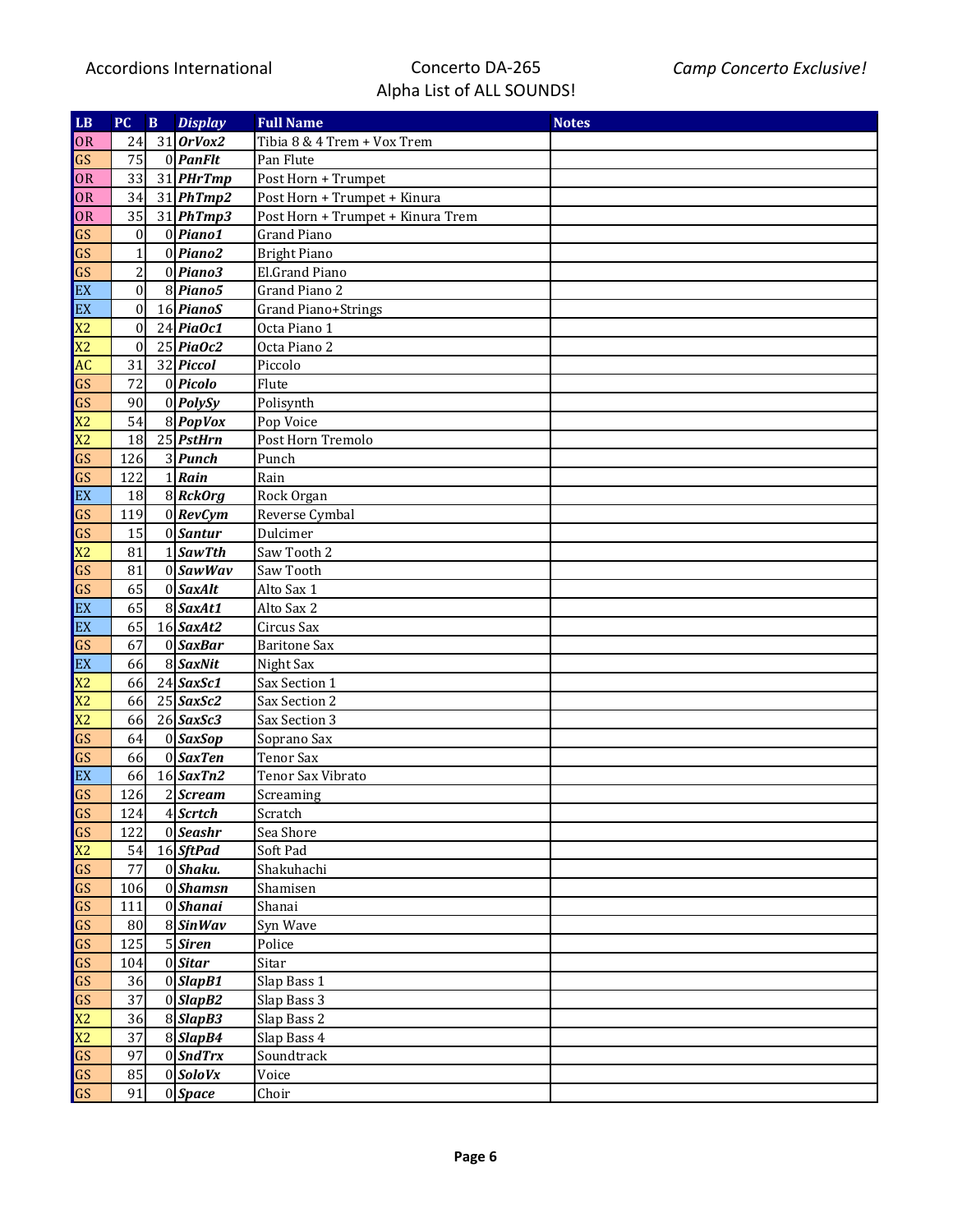| LB | PC | B | *Display* | Full Name | Notes |
|---|---|---|---|---|---|
| OR | 24 | 31 | ***OrVox2*** | Tibia 8 & 4 Trem + Vox Trem | |
| GS | 75 | 0 | ***PanFlt*** | Pan Flute | |
| OR | 33 | 31 | ***PHrTmp*** | Post Horn + Trumpet | |
| OR | 34 | 31 | ***PhTmp2*** | Post Horn + Trumpet + Kinura | |
| OR | 35 | 31 | ***PhTmp3*** | Post Horn + Trumpet + Kinura Trem | |
| GS | 0 | 0 | ***Piano1*** | Grand Piano | |
| GS | 1 | 0 | ***Piano2*** | Bright Piano | |
| GS | 2 | 0 | ***Piano3*** | El.Grand Piano | |
| EX | 0 | 8 | ***Piano5*** | Grand Piano 2 | |
| EX | 0 | 16 | ***PianoS*** | Grand Piano+Strings | |
| X2 | 0 | 24 | ***PiaOc1*** | Octa Piano 1 | |
| X2 | 0 | 25 | ***PiaOc2*** | Octa Piano 2 | |
| AC | 31 | 32 | ***Piccol*** | Piccolo | |
| GS | 72 | 0 | ***Picolo*** | Flute | |
| GS | 90 | 0 | ***PolySy*** | Polisynth | |
| X2 | 54 | 8 | ***PopVox*** | Pop Voice | |
| X2 | 18 | 25 | ***PstHrn*** | Post Horn Tremolo | |
| GS | 126 | 3 | ***Punch*** | Punch | |
| GS | 122 | 1 | ***Rain*** | Rain | |
| EX | 18 | 8 | ***RckOrg*** | Rock Organ | |
| GS | 119 | 0 | ***RevCym*** | Reverse Cymbal | |
| GS | 15 | 0 | ***Santur*** | Dulcimer | |
| X2 | 81 | 1 | ***SawTth*** | Saw Tooth 2 | |
| GS | 81 | 0 | ***SawWav*** | Saw Tooth | |
| GS | 65 | 0 | ***SaxAlt*** | Alto Sax 1 | |
| EX | 65 | 8 | ***SaxAt1*** | Alto Sax 2 | |
| EX | 65 | 16 | ***SaxAt2*** | Circus Sax | |
| GS | 67 | 0 | ***SaxBar*** | Baritone Sax | |
| EX | 66 | 8 | ***SaxNit*** | Night Sax | |
| X2 | 66 | 24 | ***SaxSc1*** | Sax Section 1 | |
| X2 | 66 | 25 | ***SaxSc2*** | Sax Section 2 | |
| X2 | 66 | 26 | ***SaxSc3*** | Sax Section 3 | |
| GS | 64 | 0 | ***SaxSop*** | Soprano Sax | |
| GS | 66 | 0 | ***SaxTen*** | Tenor Sax | |
| EX | 66 | 16 | ***SaxTn2*** | Tenor Sax Vibrato | |
| GS | 126 | 2 | ***Scream*** | Screaming | |
| GS | 124 | 4 | ***Scrtch*** | Scratch | |
| GS | 122 | 0 | ***Seashr*** | Sea Shore | |
| X2 | 54 | 16 | ***SftPad*** | Soft Pad | |
| GS | 77 | 0 | ***Shaku.*** | Shakuhachi | |
| GS | 106 | 0 | ***Shamsn*** | Shamisen | |
| GS | 111 | 0 | ***Shanai*** | Shanai | |
| GS | 80 | 8 | ***SinWav*** | Syn Wave | |
| GS | 125 | 5 | ***Siren*** | Police | |
| GS | 104 | 0 | ***Sitar*** | Sitar | |
| GS | 36 | 0 | ***SlapB1*** | Slap Bass 1 | |
| GS | 37 | 0 | ***SlapB2*** | Slap Bass 3 | |
| X2 | 36 | 8 | ***SlapB3*** | Slap Bass 2 | |
| X2 | 37 | 8 | ***SlapB4*** | Slap Bass 4 | |
| GS | 97 | 0 | ***SndTrx*** | Soundtrack | |
| GS | 85 | 0 | ***SoloVx*** | Voice | |
| GS | 91 | 0 | ***Space*** | Choir | |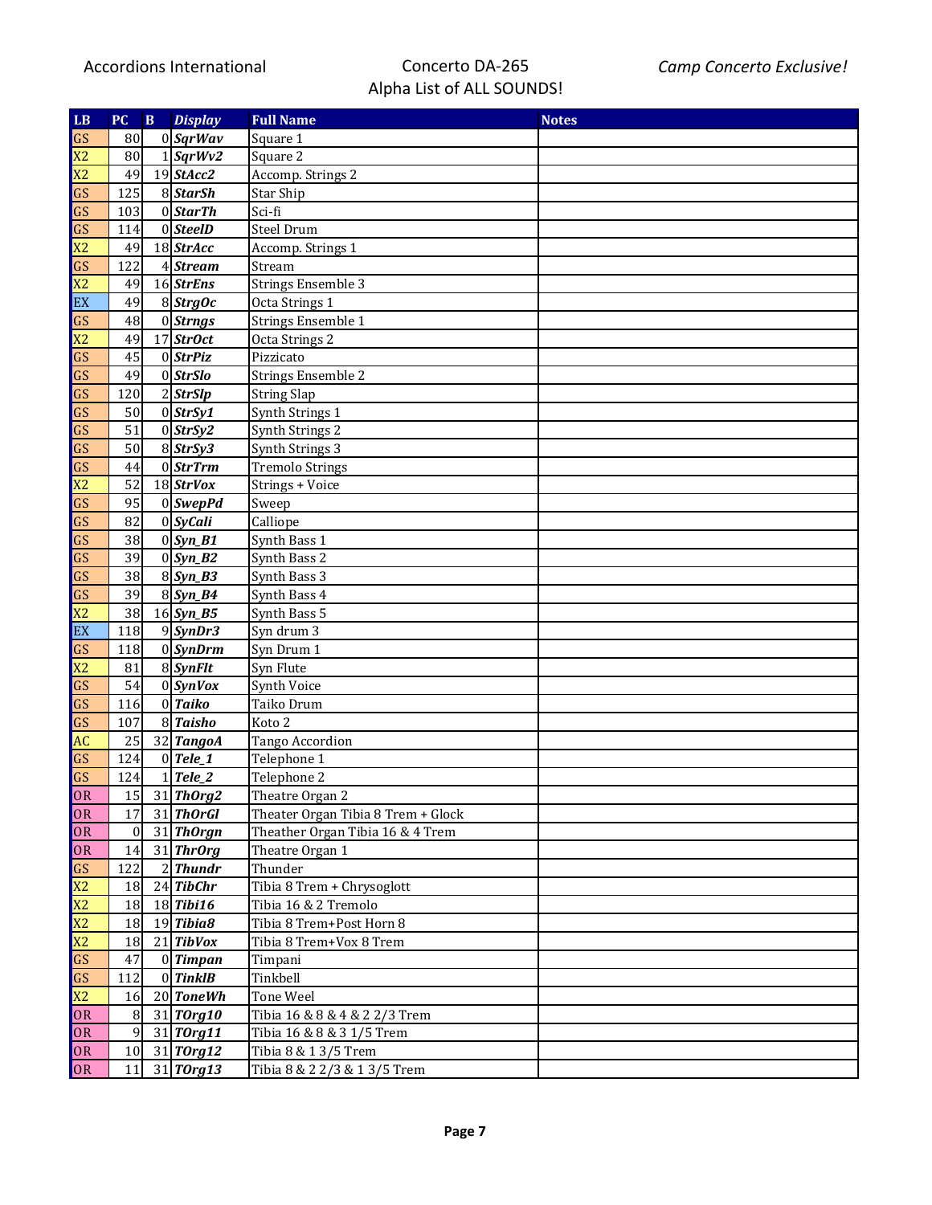| LB | PC | B | *Display* | Full Name | Notes |
|---|---|---|---|---|---|
| GS | 80 | 0 | ***SqrWav*** | Square 1 | |
| X2 | 80 | 1 | ***SqrWv2*** | Square 2 | |
| X2 | 49 | 19 | ***StAcc2*** | Accomp. Strings 2 | |
| GS | 125 | 8 | ***StarSh*** | Star Ship | |
| GS | 103 | 0 | ***StarTh*** | Sci-fi | |
| GS | 114 | 0 | ***SteelD*** | Steel Drum | |
| X2 | 49 | 18 | ***StrAcc*** | Accomp. Strings 1 | |
| GS | 122 | 4 | ***Stream*** | Stream | |
| X2 | 49 | 16 | ***StrEns*** | Strings Ensemble 3 | |
| EX | 49 | 8 | ***StrgOc*** | Octa Strings 1 | |
| GS | 48 | 0 | ***Strngs*** | Strings Ensemble 1 | |
| X2 | 49 | 17 | ***StrOct*** | Octa Strings 2 | |
| GS | 45 | 0 | ***StrPiz*** | Pizzicato | |
| GS | 49 | 0 | ***StrSlo*** | Strings Ensemble 2 | |
| GS | 120 | 2 | ***StrSlp*** | String Slap | |
| GS | 50 | 0 | ***StrSy1*** | Synth Strings 1 | |
| GS | 51 | 0 | ***StrSy2*** | Synth Strings 2 | |
| GS | 50 | 8 | ***StrSy3*** | Synth Strings 3 | |
| GS | 44 | 0 | ***StrTrm*** | Tremolo Strings | |
| X2 | 52 | 18 | ***StrVox*** | Strings + Voice | |
| GS | 95 | 0 | ***SwepPd*** | Sweep | |
| GS | 82 | 0 | ***SyCali*** | Calliope | |
| GS | 38 | 0 | ***Syn_B1*** | Synth Bass 1 | |
| GS | 39 | 0 | ***Syn_B2*** | Synth Bass 2 | |
| GS | 38 | 8 | ***Syn_B3*** | Synth Bass 3 | |
| GS | 39 | 8 | ***Syn_B4*** | Synth Bass 4 | |
| X2 | 38 | 16 | ***Syn_B5*** | Synth Bass 5 | |
| EX | 118 | 9 | ***SynDr3*** | Syn drum 3 | |
| GS | 118 | 0 | ***SynDrm*** | Syn Drum 1 | |
| X2 | 81 | 8 | ***SynFlt*** | Syn Flute | |
| GS | 54 | 0 | ***SynVox*** | Synth Voice | |
| GS | 116 | 0 | ***Taiko*** | Taiko Drum | |
| GS | 107 | 8 | ***Taisho*** | Koto 2 | |
| AC | 25 | 32 | ***TangoA*** | Tango Accordion | |
| GS | 124 | 0 | ***Tele_1*** | Telephone 1 | |
| GS | 124 | 1 | ***Tele_2*** | Telephone 2 | |
| OR | 15 | 31 | ***ThOrg2*** | Theatre Organ 2 | |
| OR | 17 | 31 | ***ThOrGl*** | Theater Organ Tibia 8 Trem + Glock | |
| OR | 0 | 31 | ***ThOrgn*** | Theather Organ Tibia 16 & 4 Trem | |
| OR | 14 | 31 | ***ThrOrg*** | Theatre Organ 1 | |
| GS | 122 | 2 | ***Thundr*** | Thunder | |
| X2 | 18 | 24 | ***TibChr*** | Tibia 8 Trem + Chrysoglott | |
| X2 | 18 | 18 | ***Tibi16*** | Tibia 16 & 2 Tremolo | |
| X2 | 18 | 19 | ***Tibia8*** | Tibia 8 Trem+Post Horn 8 | |
| X2 | 18 | 21 | ***TibVox*** | Tibia 8 Trem+Vox 8 Trem | |
| GS | 47 | 0 | ***Timpan*** | Timpani | |
| GS | 112 | 0 | ***TinklB*** | Tinkbell | |
| X2 | 16 | 20 | ***ToneWh*** | Tone Weel | |
| OR | 8 | 31 | ***TOrg10*** | Tibia 16 & 8 & 4 & 2 2/3 Trem | |
| OR | 9 | 31 | ***TOrg11*** | Tibia 16 & 8 & 3 1/5 Trem | |
| OR | 10 | 31 | ***TOrg12*** | Tibia 8 & 1 3/5 Trem | |
| OR | 11 | 31 | ***TOrg13*** | Tibia 8 & 2 2/3 & 1 3/5 Trem | |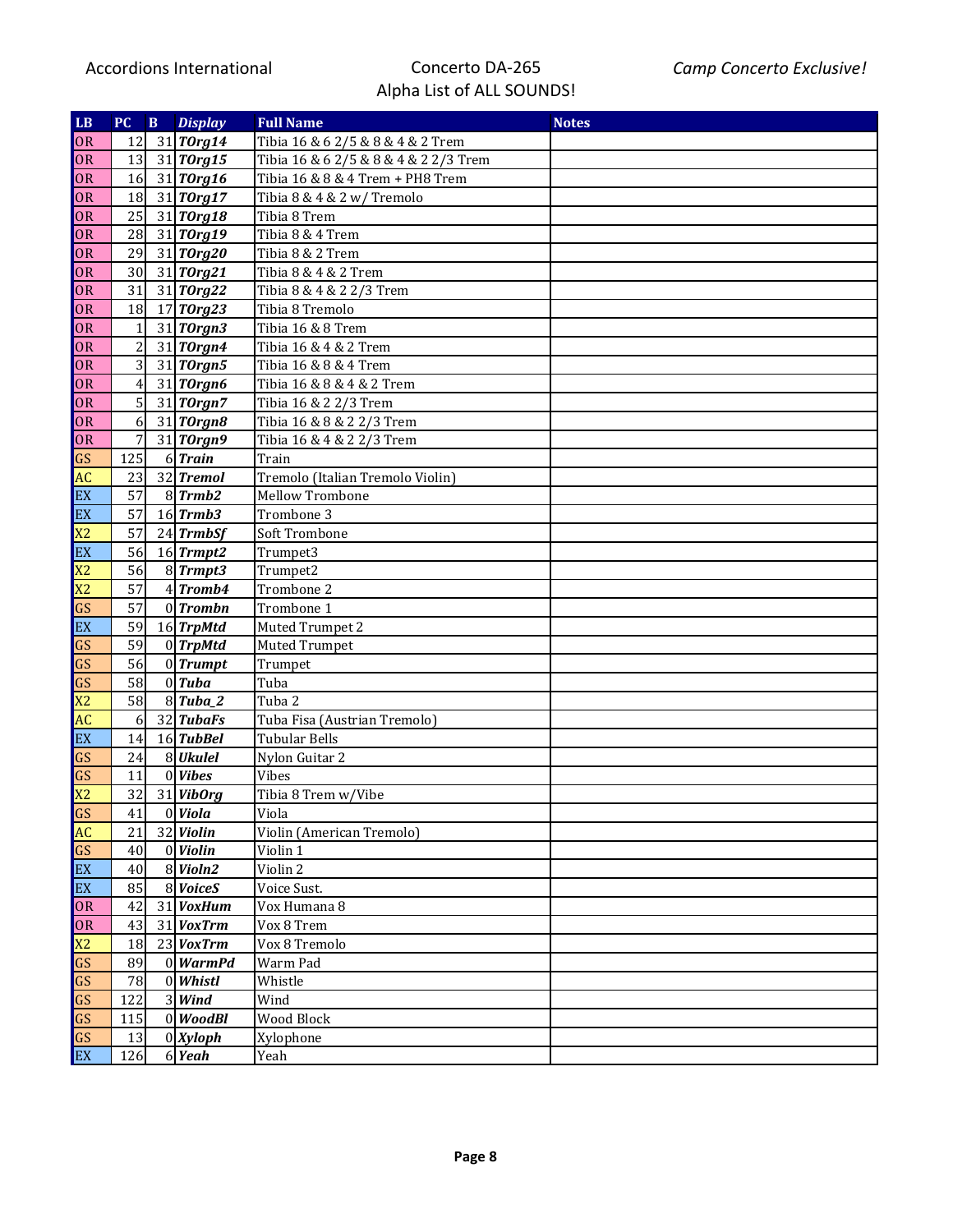| LB | PC | B | *Display* | Full Name | Notes |
|---|---|---|---|---|---|
| OR | 12 | 31 | ***TOrg14*** | Tibia 16 & 6 2/5 & 8 & 4 & 2 Trem | |
| OR | 13 | 31 | ***TOrg15*** | Tibia 16 & 6 2/5 & 8 & 4 & 2 2/3 Trem | |
| OR | 16 | 31 | ***TOrg16*** | Tibia 16 & 8 & 4 Trem + PH8 Trem | |
| OR | 18 | 31 | ***TOrg17*** | Tibia 8 & 4 & 2 w/ Tremolo | |
| OR | 25 | 31 | ***TOrg18*** | Tibia 8 Trem | |
| OR | 28 | 31 | ***TOrg19*** | Tibia 8 & 4 Trem | |
| OR | 29 | 31 | ***TOrg20*** | Tibia 8 & 2 Trem | |
| OR | 30 | 31 | ***TOrg21*** | Tibia 8 & 4 & 2 Trem | |
| OR | 31 | 31 | ***TOrg22*** | Tibia 8 & 4 & 2 2/3 Trem | |
| OR | 18 | 17 | ***TOrg23*** | Tibia 8 Tremolo | |
| OR | 1 | 31 | ***TOrgn3*** | Tibia 16 & 8 Trem | |
| OR | 2 | 31 | ***TOrgn4*** | Tibia 16 & 4 & 2 Trem | |
| OR | 3 | 31 | ***TOrgn5*** | Tibia 16 & 8 & 4 Trem | |
| OR | 4 | 31 | ***TOrgn6*** | Tibia 16 & 8 & 4 & 2 Trem | |
| OR | 5 | 31 | ***TOrgn7*** | Tibia 16 & 2 2/3 Trem | |
| OR | 6 | 31 | ***TOrgn8*** | Tibia 16 & 8 & 2 2/3 Trem | |
| OR | 7 | 31 | ***TOrgn9*** | Tibia 16 & 4 & 2 2/3 Trem | |
| GS | 125 | 6 | ***Train*** | Train | |
| AC | 23 | 32 | ***Tremol*** | Tremolo (Italian Tremolo Violin) | |
| EX | 57 | 8 | ***Trmb2*** | Mellow Trombone | |
| EX | 57 | 16 | ***Trmb3*** | Trombone 3 | |
| X2 | 57 | 24 | ***TrmbSf*** | Soft Trombone | |
| EX | 56 | 16 | ***Trmpt2*** | Trumpet3 | |
| X2 | 56 | 8 | ***Trmpt3*** | Trumpet2 | |
| X2 | 57 | 4 | ***Tromb4*** | Trombone 2 | |
| GS | 57 | 0 | ***Trombn*** | Trombone 1 | |
| EX | 59 | 16 | ***TrpMtd*** | Muted Trumpet 2 | |
| GS | 59 | 0 | ***TrpMtd*** | Muted Trumpet | |
| GS | 56 | 0 | ***Trumpt*** | Trumpet | |
| GS | 58 | 0 | ***Tuba*** | Tuba | |
| X2 | 58 | 8 | ***Tuba_2*** | Tuba 2 | |
| AC | 6 | 32 | ***TubaFs*** | Tuba Fisa (Austrian Tremolo) | |
| EX | 14 | 16 | ***TubBel*** | Tubular Bells | |
| GS | 24 | 8 | ***Ukulel*** | Nylon Guitar 2 | |
| GS | 11 | 0 | ***Vibes*** | Vibes | |
| X2 | 32 | 31 | ***VibOrg*** | Tibia 8 Trem w/Vibe | |
| GS | 41 | 0 | ***Viola*** | Viola | |
| AC | 21 | 32 | ***Violin*** | Violin (American Tremolo) | |
| GS | 40 | 0 | ***Violin*** | Violin 1 | |
| EX | 40 | 8 | ***Violn2*** | Violin 2 | |
| EX | 85 | 8 | ***VoiceS*** | Voice Sust. | |
| OR | 42 | 31 | ***VoxHum*** | Vox Humana 8 | |
| OR | 43 | 31 | ***VoxTrm*** | Vox 8 Trem | |
| X2 | 18 | 23 | ***VoxTrm*** | Vox 8 Tremolo | |
| GS | 89 | 0 | ***WarmPd*** | Warm Pad | |
| GS | 78 | 0 | ***Whistl*** | Whistle | |
| GS | 122 | 3 | ***Wind*** | Wind | |
| GS | 115 | 0 | ***WoodBl*** | Wood Block | |
| GS | 13 | 0 | ***Xyloph*** | Xylophone | |
| EX | 126 | 6 | ***Yeah*** | Yeah | |